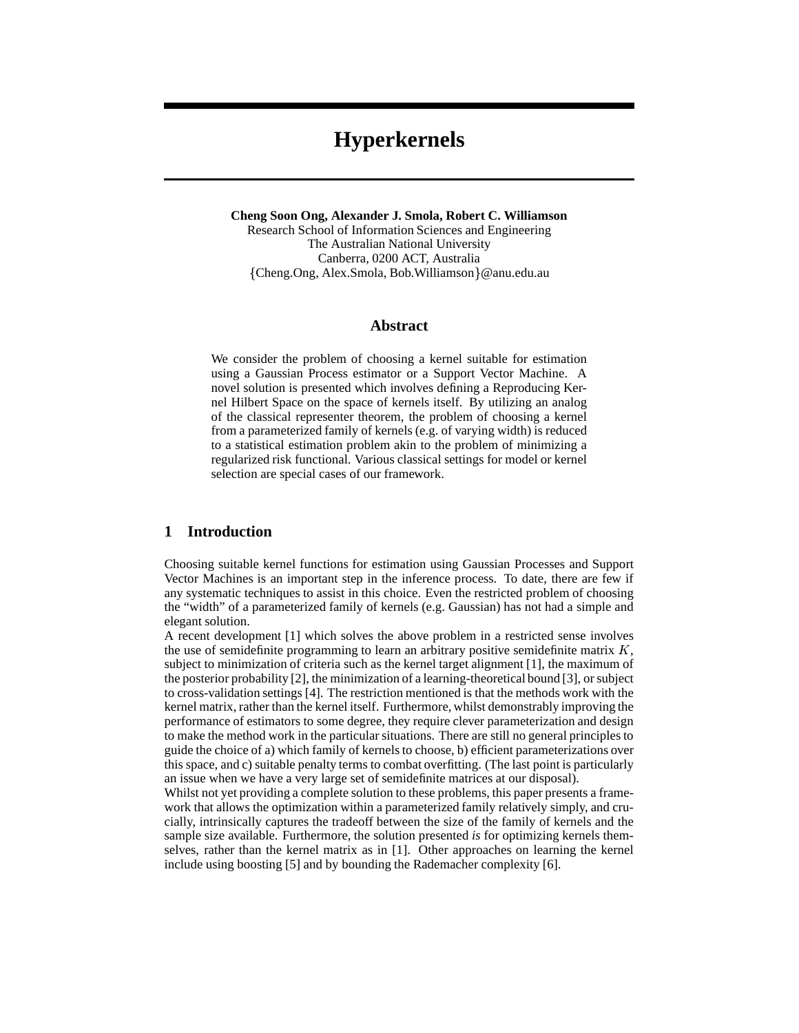# Hyperkernels

**Cheng Soon Ong, Alexander J. Smola, Robert C. Williamson**
Research School of Information Sciences and Engineering
The Australian National University
Canberra, 0200 ACT, Australia
{Cheng.Ong, Alex.Smola, Bob.Williamson}@anu.edu.au

## Abstract

We consider the problem of choosing a kernel suitable for estimation using a Gaussian Process estimator or a Support Vector Machine. A novel solution is presented which involves defining a Reproducing Kernel Hilbert Space on the space of kernels itself. By utilizing an analog of the classical representer theorem, the problem of choosing a kernel from a parameterized family of kernels (e.g. of varying width) is reduced to a statistical estimation problem akin to the problem of minimizing a regularized risk functional. Various classical settings for model or kernel selection are special cases of our framework.

## 1 Introduction

Choosing suitable kernel functions for estimation using Gaussian Processes and Support Vector Machines is an important step in the inference process. To date, there are few if any systematic techniques to assist in this choice. Even the restricted problem of choosing the "width" of a parameterized family of kernels (e.g. Gaussian) has not had a simple and elegant solution.

A recent development [1] which solves the above problem in a restricted sense involves the use of semidefinite programming to learn an arbitrary positive semidefinite matrix $K$, subject to minimization of criteria such as the kernel target alignment [1], the maximum of the posterior probability [2], the minimization of a learning-theoretical bound [3], or subject to cross-validation settings [4]. The restriction mentioned is that the methods work with the kernel matrix, rather than the kernel itself. Furthermore, whilst demonstrably improving the performance of estimators to some degree, they require clever parameterization and design to make the method work in the particular situations. There are still no general principles to guide the choice of a) which family of kernels to choose, b) efficient parameterizations over this space, and c) suitable penalty terms to combat overfitting. (The last point is particularly an issue when we have a very large set of semidefinite matrices at our disposal).

Whilst not yet providing a complete solution to these problems, this paper presents a framework that allows the optimization within a parameterized family relatively simply, and crucially, intrinsically captures the tradeoff between the size of the family of kernels and the sample size available. Furthermore, the solution presented *is* for optimizing kernels themselves, rather than the kernel matrix as in [1]. Other approaches on learning the kernel include using boosting [5] and by bounding the Rademacher complexity [6].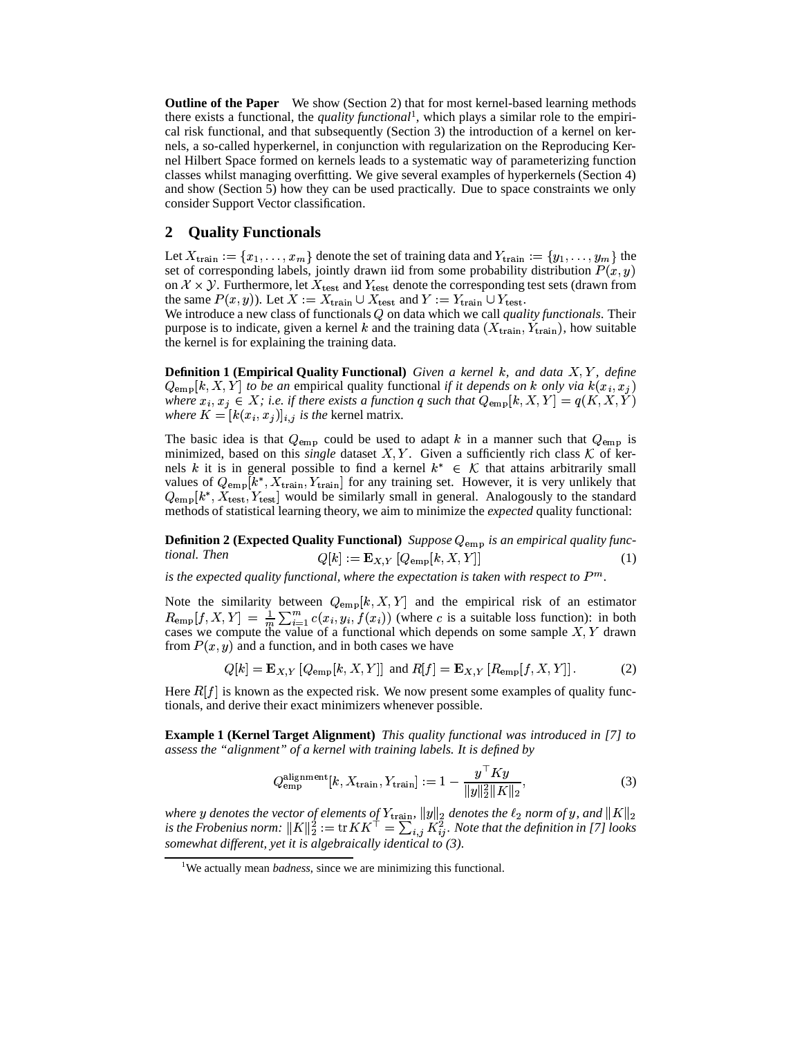**Outline of the Paper** We show (Section 2) that for most kernel-based learning methods there exists a functional, the *quality functional*[1], which plays a similar role to the empirical risk functional, and that subsequently (Section 3) the introduction of a kernel on kernels, a so-called hyperkernel, in conjunction with regularization on the Reproducing Kernel Hilbert Space formed on kernels leads to a systematic way of parameterizing function classes whilst managing overfitting. We give several examples of hyperkernels (Section 4) and show (Section 5) how they can be used practically. Due to space constraints we only consider Support Vector classification.

## 2 Quality Functionals

Let $X_{\text{train}} := \{x_1, \ldots, x_m\}$ denote the set of training data and $Y_{\text{train}} := \{y_1, \ldots, y_m\}$ the set of corresponding labels, jointly drawn iid from some probability distribution $P(x, y)$ on $\mathcal{X} \times \mathcal{Y}$. Furthermore, let $X_{\text{test}}$ and $Y_{\text{test}}$ denote the corresponding test sets (drawn from the same $P(x, y)$). Let $X := X_{\text{train}} \cup X_{\text{test}}$ and $Y := Y_{\text{train}} \cup Y_{\text{test}}$.
We introduce a new class of functionals $Q$ on data which we call *quality functionals*. Their purpose is to indicate, given a kernel $k$ and the training data $(X_{\text{train}}, Y_{\text{train}})$, how suitable the kernel is for explaining the training data.

**Definition 1 (Empirical Quality Functional)** *Given a kernel $k$, and data $X, Y$, define $Q_{\text{emp}}[k, X, Y]$ to be an* empirical quality functional *if it depends on $k$ only via $k(x_i, x_j)$ where $x_i, x_j \in X$; i.e. if there exists a function $q$ such that $Q_{\text{emp}}[k, X, Y] = q(K, X, Y)$ where $K = [k(x_i, x_j)]_{i,j}$ is the* kernel matrix.

The basic idea is that $Q_{\text{emp}}$ could be used to adapt $k$ in a manner such that $Q_{\text{emp}}$ is minimized, based on this *single* dataset $X, Y$. Given a sufficiently rich class $\mathcal{K}$ of kernels $k$ it is in general possible to find a kernel $k^* \in \mathcal{K}$ that attains arbitrarily small values of $Q_{\text{emp}}[k^*, X_{\text{train}}, Y_{\text{train}}]$ for any training set. However, it is very unlikely that $Q_{\text{emp}}[k^*, X_{\text{test}}, Y_{\text{test}}]$ would be similarly small in general. Analogously to the standard methods of statistical learning theory, we aim to minimize the *expected* quality functional:

**Definition 2 (Expected Quality Functional)** *Suppose $Q_{\text{emp}}$ is an empirical quality functional. Then*

$$Q[k] := \mathbf{E}_{X,Y}\left[Q_{\text{emp}}[k, X, Y]\right] \tag{1}$$

*is the expected quality functional, where the expectation is taken with respect to $P^m$.*

Note the similarity between $Q_{\text{emp}}[k, X, Y]$ and the empirical risk of an estimator $R_{\text{emp}}[f, X, Y] = \frac{1}{m}\sum_{i=1}^{m} c(x_i, y_i, f(x_i))$ (where $c$ is a suitable loss function): in both cases we compute the value of a functional which depends on some sample $X, Y$ drawn from $P(x, y)$ and a function, and in both cases we have

$$Q[k] = \mathbf{E}_{X,Y}\left[Q_{\text{emp}}[k, X, Y]\right] \text{ and } R[f] = \mathbf{E}_{X,Y}\left[R_{\text{emp}}[f, X, Y]\right]. \tag{2}$$

Here $R[f]$ is known as the expected risk. We now present some examples of quality functionals, and derive their exact minimizers whenever possible.

**Example 1 (Kernel Target Alignment)** *This quality functional was introduced in [7] to assess the "alignment" of a kernel with training labels. It is defined by*

$$Q_{\text{emp}}^{\text{alignment}}[k, X_{\text{train}}, Y_{\text{train}}] := 1 - \frac{y^\top K y}{\|y\|_2^2 \|K\|_2}, \tag{3}$$

*where $y$ denotes the vector of elements of $Y_{\text{train}}$, $\|y\|_2$ denotes the $\ell_2$ norm of $y$, and $\|K\|_2$ is the Frobenius norm: $\|K\|_2^2 := \operatorname{tr} KK^\top = \sum_{i,j} K_{ij}^2$. Note that the definition in [7] looks somewhat different, yet it is algebraically identical to (3).*

[1] We actually mean *badness*, since we are minimizing this functional.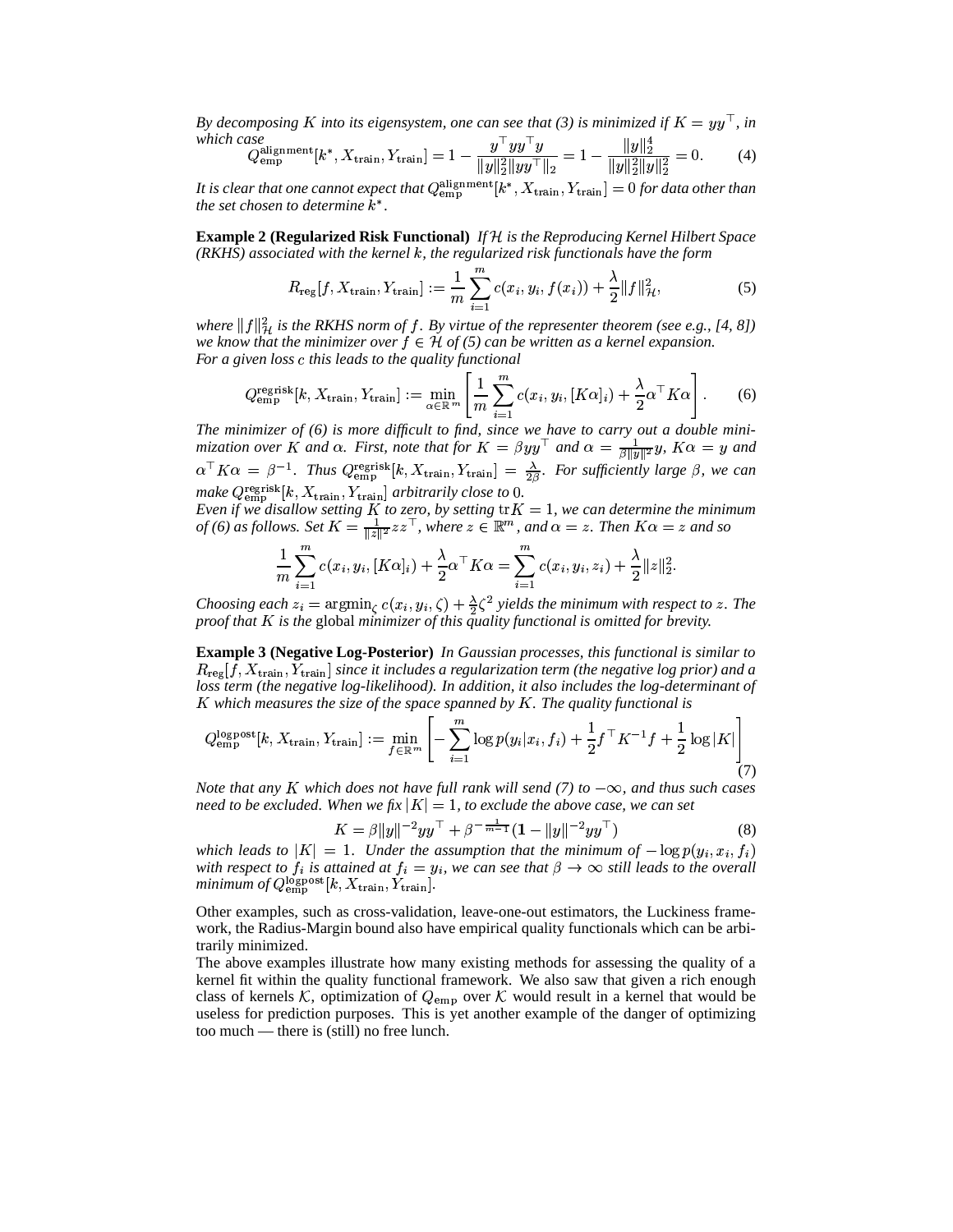*By decomposing $K$ into its eigensystem, one can see that (3) is minimized if $K = yy^\top$, in which case*

$$Q_{\text{emp}}^{\text{alignment}}[k^*, X_{\text{train}}, Y_{\text{train}}] = 1 - \frac{y^\top yy^\top y}{\|y\|_2^2 \|yy^\top\|_2} = 1 - \frac{\|y\|_2^4}{\|y\|_2^2 \|y\|_2^2} = 0. \tag{4}$$

*It is clear that one cannot expect that $Q_{\text{emp}}^{\text{alignment}}[k^*, X_{\text{train}}, Y_{\text{train}}] = 0$ for data other than the set chosen to determine $k^*$.*

**Example 2 (Regularized Risk Functional)** *If $\mathcal{H}$ is the Reproducing Kernel Hilbert Space (RKHS) associated with the kernel $k$, the regularized risk functionals have the form*

$$R_{\text{reg}}[f, X_{\text{train}}, Y_{\text{train}}] := \frac{1}{m} \sum_{i=1}^{m} c(x_i, y_i, f(x_i)) + \frac{\lambda}{2} \|f\|_{\mathcal{H}}^2, \tag{5}$$

*where $\|f\|_{\mathcal{H}}^2$ is the RKHS norm of $f$. By virtue of the representer theorem (see e.g., [4, 8]) we know that the minimizer over $f \in \mathcal{H}$ of (5) can be written as a kernel expansion. For a given loss $c$ this leads to the quality functional*

$$Q_{\text{emp}}^{\text{regrisk}}[k, X_{\text{train}}, Y_{\text{train}}] := \min_{\alpha \in \mathbb{R}^m} \left[ \frac{1}{m} \sum_{i=1}^{m} c(x_i, y_i, [K\alpha]_i) + \frac{\lambda}{2} \alpha^\top K \alpha \right]. \tag{6}$$

*The minimizer of (6) is more difficult to find, since we have to carry out a double minimization over $K$ and $\alpha$. First, note that for $K = \beta yy^\top$ and $\alpha = \frac{1}{\beta\|y\|^2} y$, $K\alpha = y$ and $\alpha^\top K \alpha = \beta^{-1}$. Thus $Q_{\text{emp}}^{\text{regrisk}}[k, X_{\text{train}}, Y_{\text{train}}] = \frac{\lambda}{2\beta}$. For sufficiently large $\beta$, we can make $Q_{\text{emp}}^{\text{regrisk}}[k, X_{\text{train}}, Y_{\text{train}}]$ arbitrarily close to $0$.*
*Even if we disallow setting $K$ to zero, by setting $\operatorname{tr} K = 1$, we can determine the minimum of (6) as follows. Set $K = \frac{1}{\|z\|^2} zz^\top$, where $z \in \mathbb{R}^m$, and $\alpha = z$. Then $K\alpha = z$ and so*

$$\frac{1}{m} \sum_{i=1}^{m} c(x_i, y_i, [K\alpha]_i) + \frac{\lambda}{2} \alpha^\top K \alpha = \sum_{i=1}^{m} c(x_i, y_i, z_i) + \frac{\lambda}{2} \|z\|_2^2.$$

*Choosing each $z_i = \operatorname{argmin}_\zeta c(x_i, y_i, \zeta) + \frac{\lambda}{2} \zeta^2$ yields the minimum with respect to $z$. The proof that $K$ is the* global *minimizer of this quality functional is omitted for brevity.*

**Example 3 (Negative Log-Posterior)** *In Gaussian processes, this functional is similar to $R_{\text{reg}}[f, X_{\text{train}}, Y_{\text{train}}]$ since it includes a regularization term (the negative log prior) and a loss term (the negative log-likelihood). In addition, it also includes the log-determinant of $K$ which measures the size of the space spanned by $K$. The quality functional is*

$$Q_{\text{emp}}^{\text{logpost}}[k, X_{\text{train}}, Y_{\text{train}}] := \min_{f \in \mathbb{R}^m} \left[ -\sum_{i=1}^{m} \log p(y_i | x_i, f_i) + \frac{1}{2} f^\top K^{-1} f + \frac{1}{2} \log |K| \right] \tag{7}$$

*Note that any $K$ which does not have full rank will send (7) to $-\infty$, and thus such cases need to be excluded. When we fix $|K| = 1$, to exclude the above case, we can set*

$$K = \beta \|y\|^{-2} yy^\top + \beta^{-\frac{1}{m-1}} (\mathbf{1} - \|y\|^{-2} yy^\top) \tag{8}$$

*which leads to $|K| = 1$. Under the assumption that the minimum of $-\log p(y_i, x_i, f_i)$ with respect to $f_i$ is attained at $f_i = y_i$, we can see that $\beta \to \infty$ still leads to the overall minimum of $Q_{\text{emp}}^{\text{logpost}}[k, X_{\text{train}}, Y_{\text{train}}]$.*

Other examples, such as cross-validation, leave-one-out estimators, the Luckiness framework, the Radius-Margin bound also have empirical quality functionals which can be arbitrarily minimized.

The above examples illustrate how many existing methods for assessing the quality of a kernel fit within the quality functional framework. We also saw that given a rich enough class of kernels $\mathcal{K}$, optimization of $Q_{\text{emp}}$ over $\mathcal{K}$ would result in a kernel that would be useless for prediction purposes. This is yet another example of the danger of optimizing too much — there is (still) no free lunch.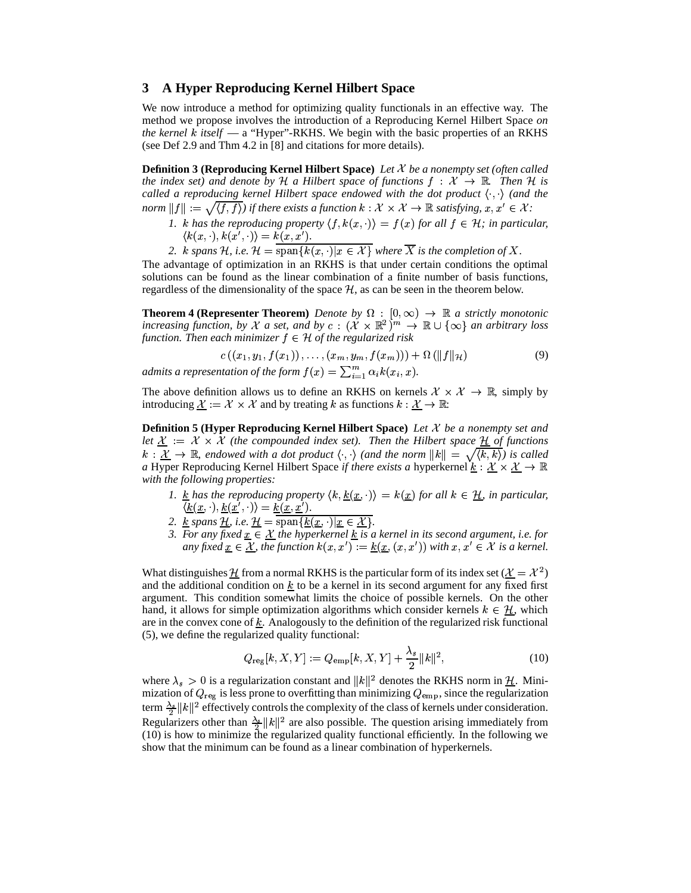## 3 A Hyper Reproducing Kernel Hilbert Space

We now introduce a method for optimizing quality functionals in an effective way. The method we propose involves the introduction of a Reproducing Kernel Hilbert Space *on the kernel $k$ itself* — a "Hyper"-RKHS. We begin with the basic properties of an RKHS (see Def 2.9 and Thm 4.2 in [8] and citations for more details).

**Definition 3 (Reproducing Kernel Hilbert Space)** *Let $\mathcal{X}$ be a nonempty set (often called the index set) and denote by $\mathcal{H}$ a Hilbert space of functions $f : \mathcal{X} \to \mathbb{R}$. Then $\mathcal{H}$ is called a reproducing kernel Hilbert space endowed with the dot product $\langle \cdot, \cdot \rangle$ (and the norm $\|f\| := \sqrt{\langle f, f \rangle}$) if there exists a function $k : \mathcal{X} \times \mathcal{X} \to \mathbb{R}$ satisfying, $x, x' \in \mathcal{X}$:*

1. *$k$ has the reproducing property $\langle f, k(x, \cdot) \rangle = f(x)$ for all $f \in \mathcal{H}$; in particular, $\langle k(x, \cdot), k(x', \cdot) \rangle = k(x, x')$.*
2. *$k$ spans $\mathcal{H}$, i.e. $\mathcal{H} = \overline{\operatorname{span}\{k(x, \cdot) | x \in \mathcal{X}\}}$ where $\overline{X}$ is the completion of $X$.*

The advantage of optimization in an RKHS is that under certain conditions the optimal solutions can be found as the linear combination of a finite number of basis functions, regardless of the dimensionality of the space $\mathcal{H}$, as can be seen in the theorem below.

**Theorem 4 (Representer Theorem)** *Denote by $\Omega : [0, \infty) \to \mathbb{R}$ a strictly monotonic increasing function, by $\mathcal{X}$ a set, and by $c : (\mathcal{X} \times \mathbb{R}^2)^m \to \mathbb{R} \cup \{\infty\}$ an arbitrary loss function. Then each minimizer $f \in \mathcal{H}$ of the regularized risk*

$$c\left((x_1, y_1, f(x_1)), \ldots, (x_m, y_m, f(x_m))\right) + \Omega\left(\|f\|_{\mathcal{H}}\right) \tag{9}$$

*admits a representation of the form $f(x) = \sum_{i=1}^{m} \alpha_i k(x_i, x)$.*

The above definition allows us to define an RKHS on kernels $\mathcal{X} \times \mathcal{X} \to \mathbb{R}$, simply by introducing $\underline{\mathcal{X}} := \mathcal{X} \times \mathcal{X}$ and by treating $k$ as functions $k : \underline{\mathcal{X}} \to \mathbb{R}$:

**Definition 5 (Hyper Reproducing Kernel Hilbert Space)** *Let $\mathcal{X}$ be a nonempty set and let $\underline{\mathcal{X}} := \mathcal{X} \times \mathcal{X}$ (the compounded index set). Then the Hilbert space $\underline{\mathcal{H}}$ of functions $k : \underline{\mathcal{X}} \to \mathbb{R}$, endowed with a dot product $\langle \cdot, \cdot \rangle$ (and the norm $\|k\| = \sqrt{\langle k, k \rangle}$) is called a* Hyper Reproducing Kernel Hilbert Space *if there exists a* hyperkernel *$\underline{k} : \underline{\mathcal{X}} \times \underline{\mathcal{X}} \to \mathbb{R}$ with the following properties:*

1. *$\underline{k}$ has the reproducing property $\langle k, \underline{k}(\underline{x}, \cdot) \rangle = k(\underline{x})$ for all $k \in \underline{\mathcal{H}}$, in particular, $\langle \underline{k}(\underline{x}, \cdot), \underline{k}(\underline{x}', \cdot) \rangle = \underline{k}(\underline{x}, \underline{x}')$.*
2. *$\underline{k}$ spans $\underline{\mathcal{H}}$, i.e. $\underline{\mathcal{H}} = \overline{\operatorname{span}\{\underline{k}(\underline{x}, \cdot) | \underline{x} \in \underline{\mathcal{X}}\}}$.*
3. *For any fixed $\underline{x} \in \underline{\mathcal{X}}$ the hyperkernel $\underline{k}$ is a kernel in its second argument, i.e. for any fixed $\underline{x} \in \underline{\mathcal{X}}$, the function $k(x, x') := \underline{k}(\underline{x}, (x, x'))$ with $x, x' \in \mathcal{X}$ is a kernel.*

What distinguishes $\underline{\mathcal{H}}$ from a normal RKHS is the particular form of its index set ($\underline{\mathcal{X}} = \mathcal{X}^2$) and the additional condition on $\underline{k}$ to be a kernel in its second argument for any fixed first argument. This condition somewhat limits the choice of possible kernels. On the other hand, it allows for simple optimization algorithms which consider kernels $k \in \underline{\mathcal{H}}$, which are in the convex cone of $\underline{k}$. Analogously to the definition of the regularized risk functional (5), we define the regularized quality functional:

$$Q_{\mathrm{reg}}[k, X, Y] := Q_{\mathrm{emp}}[k, X, Y] + \frac{\lambda_s}{2}\|k\|^2, \tag{10}$$

where $\lambda_s > 0$ is a regularization constant and $\|k\|^2$ denotes the RKHS norm in $\underline{\mathcal{H}}$. Minimization of $Q_{\mathrm{reg}}$ is less prone to overfitting than minimizing $Q_{\mathrm{emp}}$, since the regularization term $\frac{\lambda_s}{2}\|k\|^2$ effectively controls the complexity of the class of kernels under consideration. Regularizers other than $\frac{\lambda_s}{2}\|k\|^2$ are also possible. The question arising immediately from (10) is how to minimize the regularized quality functional efficiently. In the following we show that the minimum can be found as a linear combination of hyperkernels.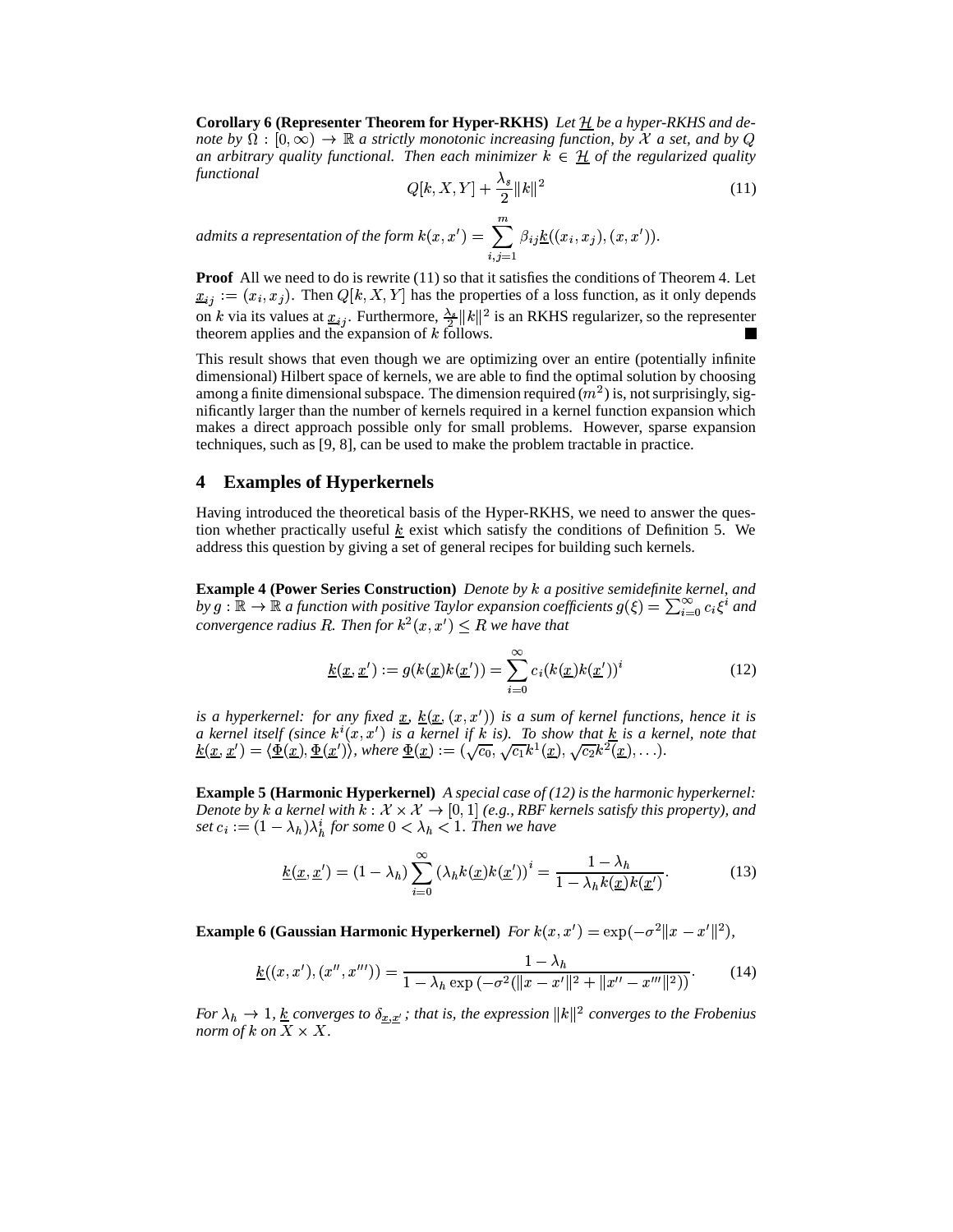**Corollary 6 (Representer Theorem for Hyper-RKHS)** *Let $\underline{\mathcal{H}}$ be a hyper-RKHS and denote by $\Omega : [0, \infty) \to \mathbb{R}$ a strictly monotonic increasing function, by $\mathcal{X}$ a set, and by $Q$ an arbitrary quality functional. Then each minimizer $k \in \underline{\mathcal{H}}$ of the regularized quality functional*

$$Q[k, X, Y] + \frac{\lambda_s}{2}\|k\|^2 \tag{11}$$

*admits a representation of the form* $k(x, x') = \sum_{i,j=1}^{m} \beta_{ij}\underline{k}((x_i, x_j), (x, x'))$.

**Proof** All we need to do is rewrite (11) so that it satisfies the conditions of Theorem 4. Let $\underline{x}_{ij} := (x_i, x_j)$. Then $Q[k, X, Y]$ has the properties of a loss function, as it only depends on $k$ via its values at $\underline{x}_{ij}$. Furthermore, $\frac{\lambda_s}{2}\|k\|^2$ is an RKHS regularizer, so the representer theorem applies and the expansion of $k$ follows. ■

This result shows that even though we are optimizing over an entire (potentially infinite dimensional) Hilbert space of kernels, we are able to find the optimal solution by choosing among a finite dimensional subspace. The dimension required ($m^2$) is, not surprisingly, significantly larger than the number of kernels required in a kernel function expansion which makes a direct approach possible only for small problems. However, sparse expansion techniques, such as [9, 8], can be used to make the problem tractable in practice.

## 4 Examples of Hyperkernels

Having introduced the theoretical basis of the Hyper-RKHS, we need to answer the question whether practically useful $\underline{k}$ exist which satisfy the conditions of Definition 5. We address this question by giving a set of general recipes for building such kernels.

**Example 4 (Power Series Construction)** *Denote by $k$ a positive semidefinite kernel, and by $g : \mathbb{R} \to \mathbb{R}$ a function with positive Taylor expansion coefficients $g(\xi) = \sum_{i=0}^{\infty} c_i \xi^i$ and convergence radius $R$. Then for $k^2(x, x') \leq R$ we have that*

$$\underline{k}(\underline{x}, \underline{x}') := g(k(\underline{x})k(\underline{x}')) = \sum_{i=0}^{\infty} c_i (k(\underline{x})k(\underline{x}'))^i \tag{12}$$

*is a hyperkernel: for any fixed $\underline{x}$, $\underline{k}(\underline{x}, (x, x'))$ is a sum of kernel functions, hence it is a kernel itself (since $k^i(x, x')$ is a kernel if $k$ is). To show that $\underline{k}$ is a kernel, note that $\underline{k}(\underline{x}, \underline{x}') = \langle \underline{\Phi}(\underline{x}), \underline{\Phi}(\underline{x}') \rangle$, where $\underline{\Phi}(\underline{x}) := (\sqrt{c_0}, \sqrt{c_1}k^1(\underline{x}), \sqrt{c_2}k^2(\underline{x}), \ldots)$.*

**Example 5 (Harmonic Hyperkernel)** *A special case of (12) is the harmonic hyperkernel: Denote by $k$ a kernel with $k : \mathcal{X} \times \mathcal{X} \to [0, 1]$ (e.g., RBF kernels satisfy this property), and set $c_i := (1 - \lambda_h)\lambda_h^i$ for some $0 < \lambda_h < 1$. Then we have*

$$\underline{k}(\underline{x}, \underline{x}') = (1 - \lambda_h) \sum_{i=0}^{\infty} (\lambda_h k(\underline{x})k(\underline{x}'))^i = \frac{1 - \lambda_h}{1 - \lambda_h k(\underline{x})k(\underline{x}')}. \tag{13}$$

**Example 6 (Gaussian Harmonic Hyperkernel)** *For $k(x, x') = \exp(-\sigma^2\|x - x'\|^2)$,*

$$\underline{k}((x, x'), (x'', x''')) = \frac{1 - \lambda_h}{1 - \lambda_h \exp\left(-\sigma^2(\|x - x'\|^2 + \|x'' - x'''\|^2)\right)}. \tag{14}$$

*For $\lambda_h \to 1$, $\underline{k}$ converges to $\delta_{\underline{x},\underline{x}'}$; that is, the expression $\|k\|^2$ converges to the Frobenius norm of $k$ on $X \times X$.*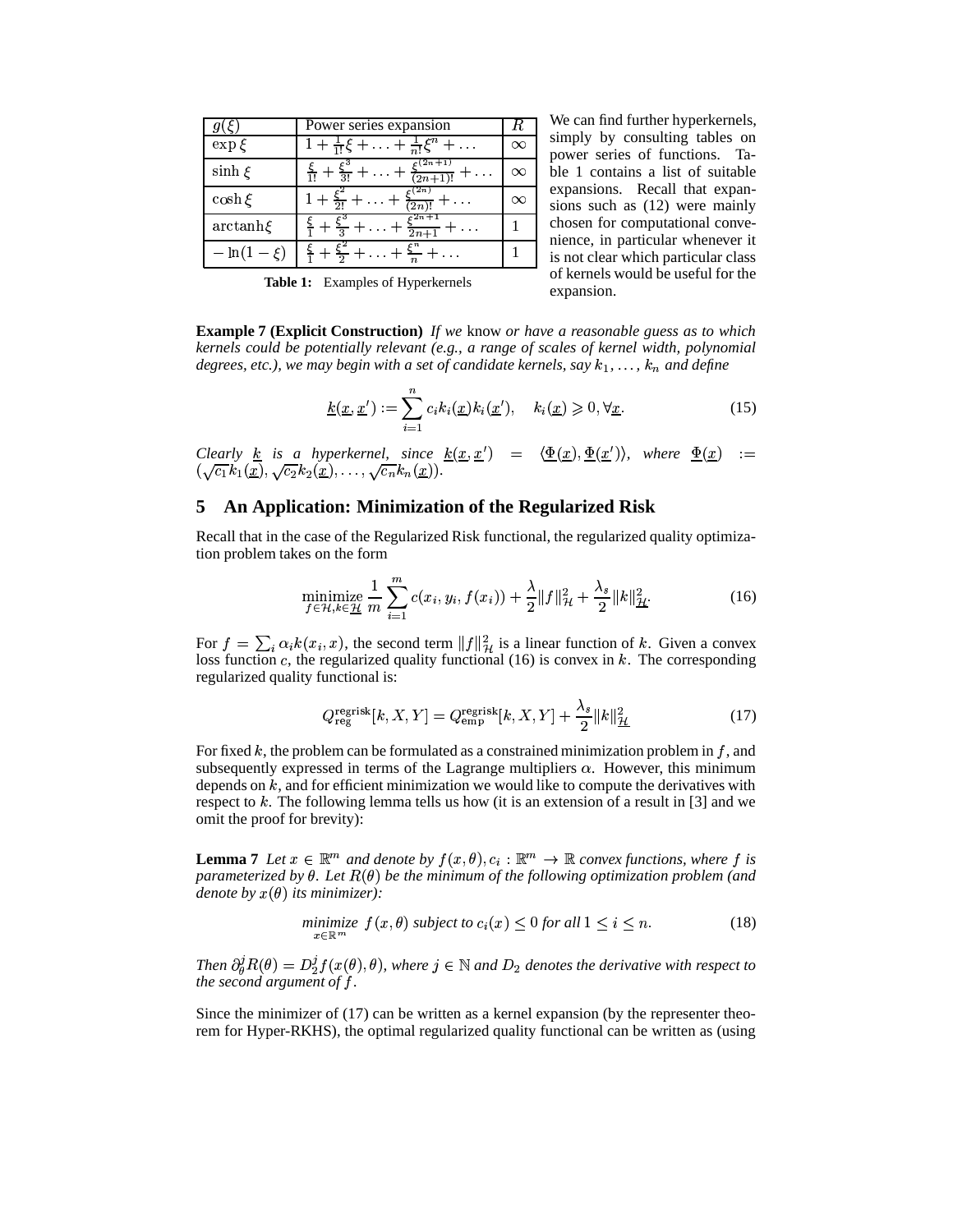| $g(\xi)$ | Power series expansion | $R$ |
|---|---|---|
| $\exp \xi$ | $1 + \frac{1}{1!}\xi + \ldots + \frac{1}{n!}\xi^n + \ldots$ | $\infty$ |
| $\sinh \xi$ | $\frac{\xi}{1!} + \frac{\xi^3}{3!} + \ldots + \frac{\xi^{(2n+1)}}{(2n+1)!} + \ldots$ | $\infty$ |
| $\cosh \xi$ | $1 + \frac{\xi^2}{2!} + \ldots + \frac{\xi^{(2n)}}{(2n)!} + \ldots$ | $\infty$ |
| $\mathrm{arctanh}\xi$ | $\frac{\xi}{1} + \frac{\xi^3}{3} + \ldots + \frac{\xi^{2n+1}}{2n+1} + \ldots$ | 1 |
| $-\ln(1-\xi)$ | $\frac{\xi}{1} + \frac{\xi^2}{2} + \ldots + \frac{\xi^n}{n} + \ldots$ | 1 |

**Table 1:** Examples of Hyperkernels

We can find further hyperkernels, simply by consulting tables on power series of functions. Table 1 contains a list of suitable expansions. Recall that expansions such as (12) were mainly chosen for computational convenience, in particular whenever it is not clear which particular class of kernels would be useful for the expansion.

**Example 7 (Explicit Construction)** *If we* know *or have a reasonable guess as to which kernels could be potentially relevant (e.g., a range of scales of kernel width, polynomial degrees, etc.), we may begin with a set of candidate kernels, say $k_1, \ldots, k_n$ and define*

$$\underline{k}(\underline{x}, \underline{x}') := \sum_{i=1}^{n} c_i k_i(\underline{x}) k_i(\underline{x}'), \quad k_i(\underline{x}) \geqslant 0, \forall \underline{x}. \tag{15}$$

*Clearly $\underline{k}$ is a hyperkernel, since $\underline{k}(\underline{x}, \underline{x}') = \langle \underline{\Phi}(\underline{x}), \underline{\Phi}(\underline{x}') \rangle$, where $\underline{\Phi}(\underline{x}) := (\sqrt{c_1} k_1(\underline{x}), \sqrt{c_2} k_2(\underline{x}), \ldots, \sqrt{c_n} k_n(\underline{x}))$.*

## 5 An Application: Minimization of the Regularized Risk

Recall that in the case of the Regularized Risk functional, the regularized quality optimization problem takes on the form

$$\underset{f \in \mathcal{H}, k \in \underline{\mathcal{H}}}{\text{minimize}} \; \frac{1}{m} \sum_{i=1}^{m} c(x_i, y_i, f(x_i)) + \frac{\lambda}{2} \|f\|_{\mathcal{H}}^2 + \frac{\lambda_s}{2} \|k\|_{\underline{\mathcal{H}}}^2. \tag{16}$$

For $f = \sum_i \alpha_i k(x_i, x)$, the second term $\|f\|_{\mathcal{H}}^2$ is a linear function of $k$. Given a convex loss function $c$, the regularized quality functional (16) is convex in $k$. The corresponding regularized quality functional is:

$$Q_{\text{reg}}^{\text{regrisk}}[k, X, Y] = Q_{\text{emp}}^{\text{regrisk}}[k, X, Y] + \frac{\lambda_s}{2} \|k\|_{\underline{\mathcal{H}}}^2 \tag{17}$$

For fixed $k$, the problem can be formulated as a constrained minimization problem in $f$, and subsequently expressed in terms of the Lagrange multipliers $\alpha$. However, this minimum depends on $k$, and for efficient minimization we would like to compute the derivatives with respect to $k$. The following lemma tells us how (it is an extension of a result in [3] and we omit the proof for brevity):

**Lemma 7** *Let $x \in \mathbb{R}^m$ and denote by $f(x, \theta), c_i : \mathbb{R}^m \to \mathbb{R}$ convex functions, where $f$ is parameterized by $\theta$. Let $R(\theta)$ be the minimum of the following optimization problem (and denote by $x(\theta)$ its minimizer):*

$$\underset{x \in \mathbb{R}^m}{\text{minimize}} \; f(x, \theta) \text{ subject to } c_i(x) \leq 0 \text{ for all } 1 \leq i \leq n. \tag{18}$$

*Then $\partial_\theta^j R(\theta) = D_2^j f(x(\theta), \theta)$, where $j \in \mathbb{N}$ and $D_2$ denotes the derivative with respect to the second argument of $f$.*

Since the minimizer of (17) can be written as a kernel expansion (by the representer theorem for Hyper-RKHS), the optimal regularized quality functional can be written as (using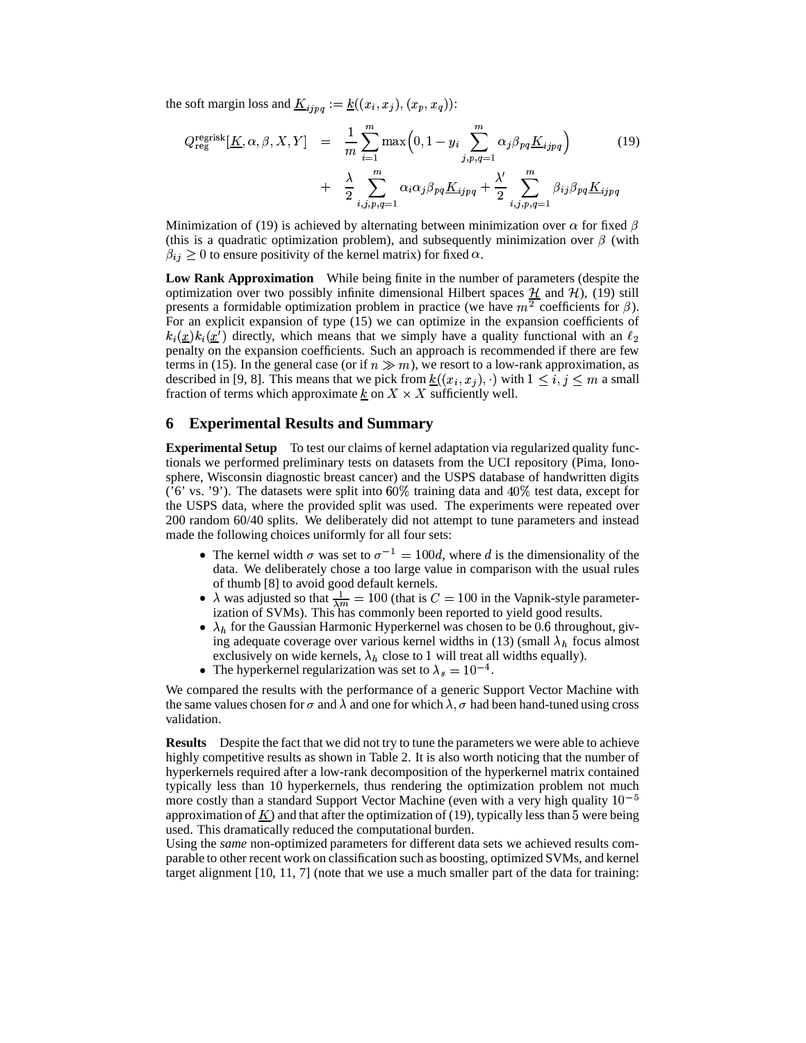the soft margin loss and $\underline{K}_{ijpq} := \underline{k}((x_i, x_j), (x_p, x_q))$:

$$
\begin{aligned}
Q_{\text{reg}}^{\text{regrisk}}[\underline{K}, \alpha, \beta, X, Y] \;&=\; \frac{1}{m}\sum_{i=1}^{m} \max\Big(0, 1 - y_i \sum_{j,p,q=1}^{m} \alpha_j \beta_{pq} \underline{K}_{ijpq}\Big) \qquad (19) \\
&+\; \frac{\lambda}{2} \sum_{i,j,p,q=1}^{m} \alpha_i \alpha_j \beta_{pq} \underline{K}_{ijpq} + \frac{\lambda'}{2} \sum_{i,j,p,q=1}^{m} \beta_{ij} \beta_{pq} \underline{K}_{ijpq}
\end{aligned}
$$

Minimization of (19) is achieved by alternating between minimization over $\alpha$ for fixed $\beta$ (this is a quadratic optimization problem), and subsequently minimization over $\beta$ (with $\beta_{ij} \geq 0$ to ensure positivity of the kernel matrix) for fixed $\alpha$.

**Low Rank Approximation** While being finite in the number of parameters (despite the optimization over two possibly infinite dimensional Hilbert spaces $\underline{\mathcal{H}}$ and $\mathcal{H}$), (19) still presents a formidable optimization problem in practice (we have $m^2$ coefficients for $\beta$). For an explicit expansion of type (15) we can optimize in the expansion coefficients of $k_i(\underline{x})k_i(\underline{x}')$ directly, which means that we simply have a quality functional with an $\ell_2$ penalty on the expansion coefficients. Such an approach is recommended if there are few terms in (15). In the general case (or if $n \gg m$), we resort to a low-rank approximation, as described in [9, 8]. This means that we pick from $\underline{k}((x_i, x_j), \cdot)$ with $1 \leq i, j \leq m$ a small fraction of terms which approximate $\underline{k}$ on $X \times X$ sufficiently well.

## 6 Experimental Results and Summary

**Experimental Setup** To test our claims of kernel adaptation via regularized quality functionals we performed preliminary tests on datasets from the UCI repository (Pima, Ionosphere, Wisconsin diagnostic breast cancer) and the USPS database of handwritten digits ('6' vs. '9'). The datasets were split into 60% training data and 40% test data, except for the USPS data, where the provided split was used. The experiments were repeated over 200 random 60/40 splits. We deliberately did not attempt to tune parameters and instead made the following choices uniformly for all four sets:

- The kernel width $\sigma$ was set to $\sigma^{-1} = 100d$, where $d$ is the dimensionality of the data. We deliberately chose a too large value in comparison with the usual rules of thumb [8] to avoid good default kernels.
- $\lambda$ was adjusted so that $\frac{1}{\lambda m} = 100$ (that is $C = 100$ in the Vapnik-style parameterization of SVMs). This has commonly been reported to yield good results.
- $\lambda_h$ for the Gaussian Harmonic Hyperkernel was chosen to be 0.6 throughout, giving adequate coverage over various kernel widths in (13) (small $\lambda_h$ focus almost exclusively on wide kernels, $\lambda_h$ close to 1 will treat all widths equally).
- The hyperkernel regularization was set to $\lambda_s = 10^{-4}$.

We compared the results with the performance of a generic Support Vector Machine with the same values chosen for $\sigma$ and $\lambda$ and one for which $\lambda, \sigma$ had been hand-tuned using cross validation.

**Results** Despite the fact that we did not try to tune the parameters we were able to achieve highly competitive results as shown in Table 2. It is also worth noticing that the number of hyperkernels required after a low-rank decomposition of the hyperkernel matrix contained typically less than 10 hyperkernels, thus rendering the optimization problem not much more costly than a standard Support Vector Machine (even with a very high quality $10^{-5}$ approximation of $\underline{K}$) and that after the optimization of (19), typically less than 5 were being used. This dramatically reduced the computational burden.

Using the *same* non-optimized parameters for different data sets we achieved results comparable to other recent work on classification such as boosting, optimized SVMs, and kernel target alignment [10, 11, 7] (note that we use a much smaller part of the data for training: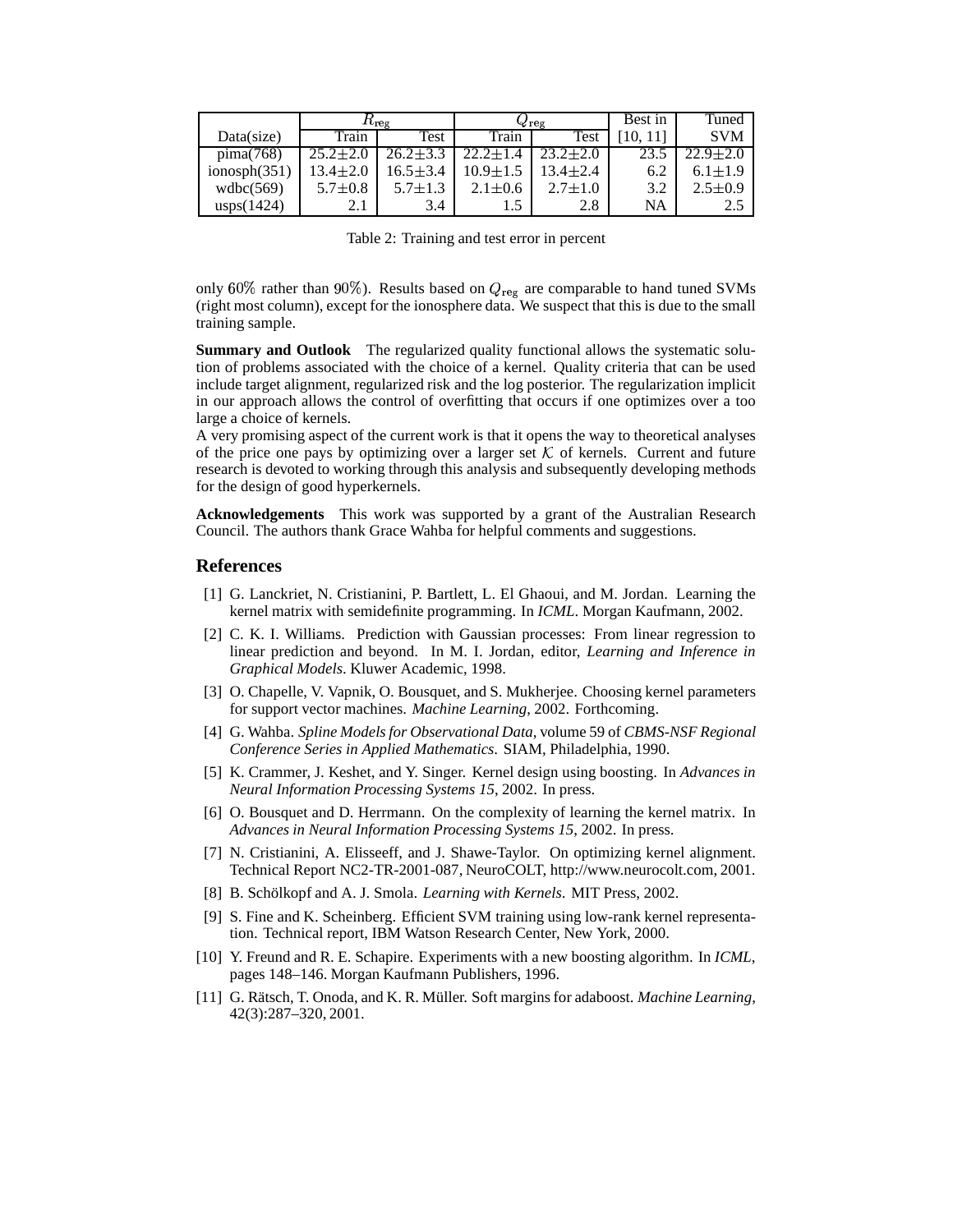| | $R_{\text{reg}}$ | | $Q_{\text{reg}}$ | | Best in | Tuned |
|---|---|---|---|---|---|---|
| Data(size) | Train | Test | Train | Test | [10, 11] | SVM |
| pima(768) | 25.2±2.0 | 26.2±3.3 | 22.2±1.4 | 23.2±2.0 | 23.5 | 22.9±2.0 |
| ionosph(351) | 13.4±2.0 | 16.5±3.4 | 10.9±1.5 | 13.4±2.4 | 6.2 | 6.1±1.9 |
| wdbc(569) | 5.7±0.8 | 5.7±1.3 | 2.1±0.6 | 2.7±1.0 | 3.2 | 2.5±0.9 |
| usps(1424) | 2.1 | 3.4 | 1.5 | 2.8 | NA | 2.5 |

Table 2: Training and test error in percent

only 60% rather than 90%). Results based on $Q_{\text{reg}}$ are comparable to hand tuned SVMs (right most column), except for the ionosphere data. We suspect that this is due to the small training sample.

**Summary and Outlook** The regularized quality functional allows the systematic solution of problems associated with the choice of a kernel. Quality criteria that can be used include target alignment, regularized risk and the log posterior. The regularization implicit in our approach allows the control of overfitting that occurs if one optimizes over a too large a choice of kernels.

A very promising aspect of the current work is that it opens the way to theoretical analyses of the price one pays by optimizing over a larger set $\mathcal{K}$ of kernels. Current and future research is devoted to working through this analysis and subsequently developing methods for the design of good hyperkernels.

**Acknowledgements** This work was supported by a grant of the Australian Research Council. The authors thank Grace Wahba for helpful comments and suggestions.

## References

[1] G. Lanckriet, N. Cristianini, P. Bartlett, L. El Ghaoui, and M. Jordan. Learning the kernel matrix with semidefinite programming. In *ICML*. Morgan Kaufmann, 2002.

[2] C. K. I. Williams. Prediction with Gaussian processes: From linear regression to linear prediction and beyond. In M. I. Jordan, editor, *Learning and Inference in Graphical Models*. Kluwer Academic, 1998.

[3] O. Chapelle, V. Vapnik, O. Bousquet, and S. Mukherjee. Choosing kernel parameters for support vector machines. *Machine Learning*, 2002. Forthcoming.

[4] G. Wahba. *Spline Models for Observational Data*, volume 59 of *CBMS-NSF Regional Conference Series in Applied Mathematics*. SIAM, Philadelphia, 1990.

[5] K. Crammer, J. Keshet, and Y. Singer. Kernel design using boosting. In *Advances in Neural Information Processing Systems 15*, 2002. In press.

[6] O. Bousquet and D. Herrmann. On the complexity of learning the kernel matrix. In *Advances in Neural Information Processing Systems 15*, 2002. In press.

[7] N. Cristianini, A. Elisseeff, and J. Shawe-Taylor. On optimizing kernel alignment. Technical Report NC2-TR-2001-087, NeuroCOLT, http://www.neurocolt.com, 2001.

[8] B. Schölkopf and A. J. Smola. *Learning with Kernels*. MIT Press, 2002.

[9] S. Fine and K. Scheinberg. Efficient SVM training using low-rank kernel representation. Technical report, IBM Watson Research Center, New York, 2000.

[10] Y. Freund and R. E. Schapire. Experiments with a new boosting algorithm. In *ICML*, pages 148–146. Morgan Kaufmann Publishers, 1996.

[11] G. Rätsch, T. Onoda, and K. R. Müller. Soft margins for adaboost. *Machine Learning*, 42(3):287–320, 2001.